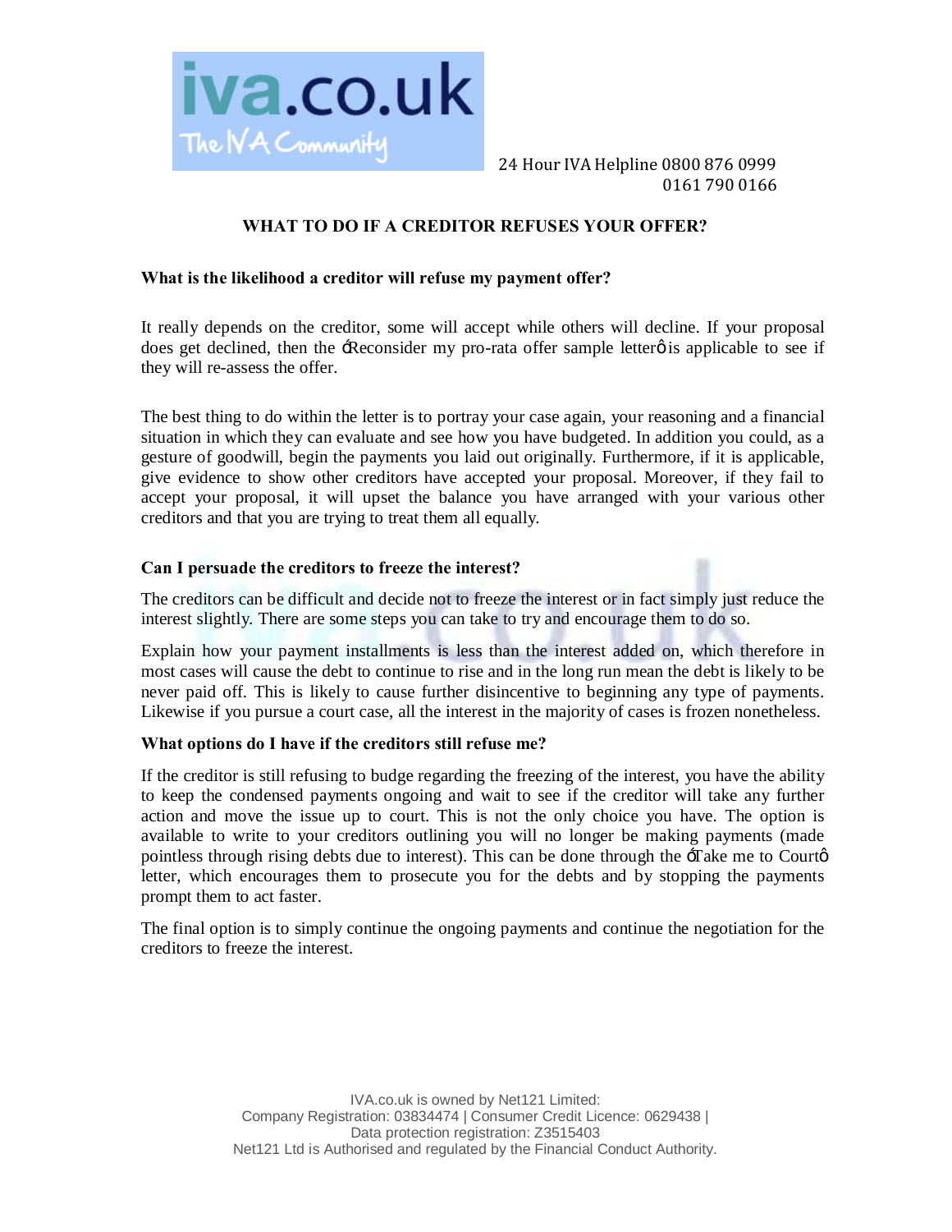24 Hour IVA Helpline 0800 876 0999
0161 790 0166

# WHAT TO DO IF A CREDITOR REFUSES YOUR OFFER?

**What is the likelihood a creditor will refuse my payment offer?**

It really depends on the creditor, some will accept while others will decline. If your proposal does get declined, then the 'Reconsider my pro-rata offer sample letter' is applicable to see if they will re-assess the offer.

The best thing to do within the letter is to portray your case again, your reasoning and a financial situation in which they can evaluate and see how you have budgeted. In addition you could, as a gesture of goodwill, begin the payments you laid out originally. Furthermore, if it is applicable, give evidence to show other creditors have accepted your proposal. Moreover, if they fail to accept your proposal, it will upset the balance you have arranged with your various other creditors and that you are trying to treat them all equally.

**Can I persuade the creditors to freeze the interest?**

The creditors can be difficult and decide not to freeze the interest or in fact simply just reduce the interest slightly. There are some steps you can take to try and encourage them to do so.

Explain how your payment installments is less than the interest added on, which therefore in most cases will cause the debt to continue to rise and in the long run mean the debt is likely to be never paid off. This is likely to cause further disincentive to beginning any type of payments. Likewise if you pursue a court case, all the interest in the majority of cases is frozen nonetheless.

**What options do I have if the creditors still refuse me?**

If the creditor is still refusing to budge regarding the freezing of the interest, you have the ability to keep the condensed payments ongoing and wait to see if the creditor will take any further action and move the issue up to court. This is not the only choice you have. The option is available to write to your creditors outlining you will no longer be making payments (made pointless through rising debts due to interest). This can be done through the 'Take me to Court' letter, which encourages them to prosecute you for the debts and by stopping the payments prompt them to act faster.

The final option is to simply continue the ongoing payments and continue the negotiation for the creditors to freeze the interest.

IVA.co.uk is owned by Net121 Limited:
Company Registration: 03834474 | Consumer Credit Licence: 0629438 |
Data protection registration: Z3515403
Net121 Ltd is Authorised and regulated by the Financial Conduct Authority.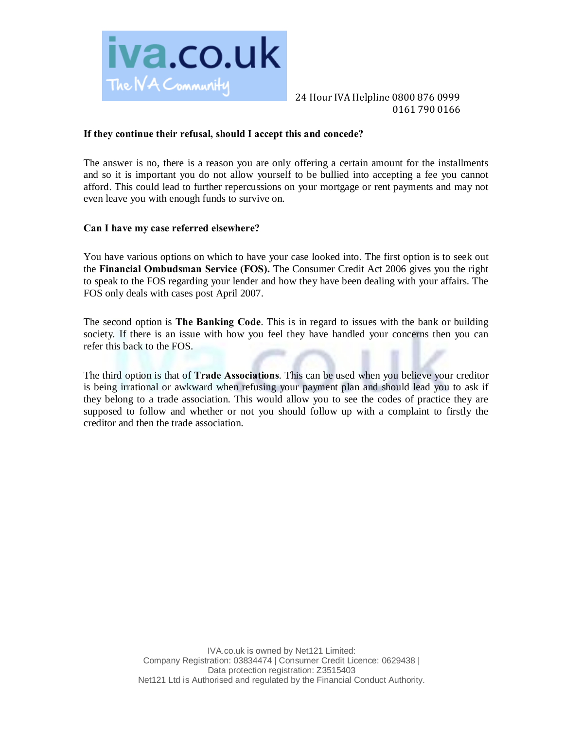**If they continue their refusal, should I accept this and concede?**

The answer is no, there is a reason you are only offering a certain amount for the installments and so it is important you do not allow yourself to be bullied into accepting a fee you cannot afford. This could lead to further repercussions on your mortgage or rent payments and may not even leave you with enough funds to survive on.

**Can I have my case referred elsewhere?**

You have various options on which to have your case looked into. The first option is to seek out the **Financial Ombudsman Service (FOS).** The Consumer Credit Act 2006 gives you the right to speak to the FOS regarding your lender and how they have been dealing with your affairs. The FOS only deals with cases post April 2007.

The second option is **The Banking Code**. This is in regard to issues with the bank or building society. If there is an issue with how you feel they have handled your concerns then you can refer this back to the FOS.

The third option is that of **Trade Associations**. This can be used when you believe your creditor is being irrational or awkward when refusing your payment plan and should lead you to ask if they belong to a trade association. This would allow you to see the codes of practice they are supposed to follow and whether or not you should follow up with a complaint to firstly the creditor and then the trade association.